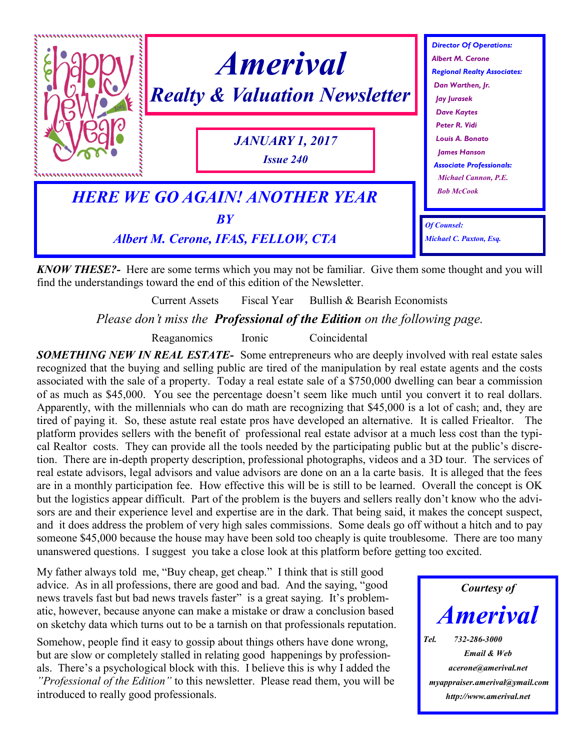# Amerival

## Realty & Valuation Newsletter

*JANUARY 1, 2017*

*Issue 240*

*Director Of Operations:*
Albert M. Cerone
*Regional Realty Associates:*
Dan Warthen, Jr.
Jay Jurasek
Dave Kaytes
Peter R. Vidi
Louis A. Bonato
James Hanson
*Associate Professionals:*
Michael Cannon, P.E.
Bob McCook

*Of Counsel:*
Michael C. Paxton, Esq.

## HERE WE GO AGAIN! ANOTHER YEAR

*BY*

*Albert M. Cerone, IFAS, FELLOW, CTA*

***KNOW THESE?-*** Here are some terms which you may not be familiar. Give them some thought and you will find the understandings toward the end of this edition of the Newsletter.

Current Assets     Fiscal Year     Bullish & Bearish Economists

*Please don't miss the **Professional of the Edition** on the following page.*

Reaganomics     Ironic     Coincidental

***SOMETHING NEW IN REAL ESTATE-*** Some entrepreneurs who are deeply involved with real estate sales recognized that the buying and selling public are tired of the manipulation by real estate agents and the costs associated with the sale of a property. Today a real estate sale of a $750,000 dwelling can bear a commission of as much as $45,000. You see the percentage doesn't seem like much until you convert it to real dollars. Apparently, with the millennials who can do math are recognizing that $45,000 is a lot of cash; and, they are tired of paying it. So, these astute real estate pros have developed an alternative. It is called Friealtor. The platform provides sellers with the benefit of professional real estate advisor at a much less cost than the typical Realtor costs. They can provide all the tools needed by the participating public but at the public's discretion. There are in-depth property description, professional photographs, videos and a 3D tour. The services of real estate advisors, legal advisors and value advisors are done on an a la carte basis. It is alleged that the fees are in a monthly participation fee. How effective this will be is still to be learned. Overall the concept is OK but the logistics appear difficult. Part of the problem is the buyers and sellers really don't know who the advisors are and their experience level and expertise are in the dark. That being said, it makes the concept suspect, and it does address the problem of very high sales commissions. Some deals go off without a hitch and to pay someone $45,000 because the house may have been sold too cheaply is quite troublesome. There are too many unanswered questions. I suggest you take a close look at this platform before getting too excited.

My father always told me, "Buy cheap, get cheap." I think that is still good advice. As in all professions, there are good and bad. And the saying, "good news travels fast but bad news travels faster" is a great saying. It's problematic, however, because anyone can make a mistake or draw a conclusion based on sketchy data which turns out to be a tarnish on that professionals reputation.

Somehow, people find it easy to gossip about things others have done wrong, but are slow or completely stalled in relating good happenings by professionals. There's a psychological block with this. I believe this is why I added the *"Professional of the Edition"* to this newsletter. Please read them, you will be introduced to really good professionals.

*Courtesy of*

***Amerival***

*Tel. 732-286-3000*
*Email & Web*
*acerone@amerival.net*
*myappraiser.amerival@ymail.com*
*http://www.amerival.net*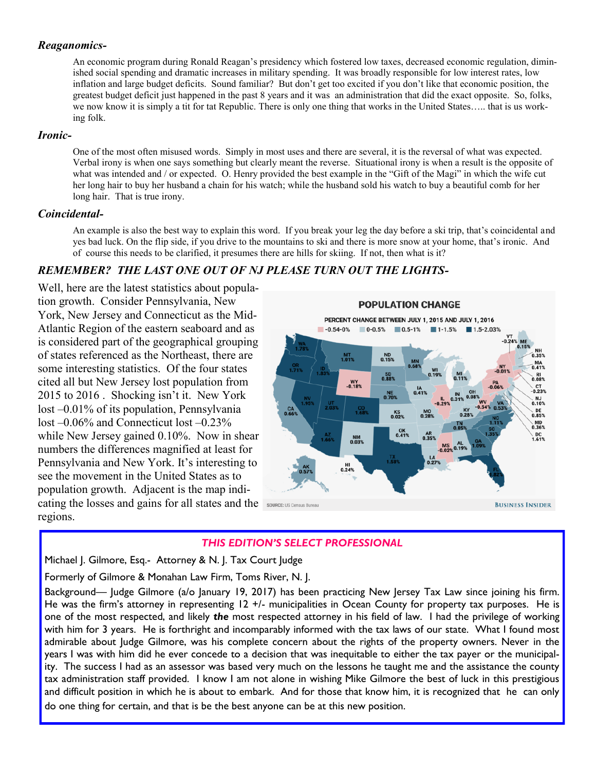### *Reaganomics-*

An economic program during Ronald Reagan's presidency which fostered low taxes, decreased economic regulation, diminished social spending and dramatic increases in military spending. It was broadly responsible for low interest rates, low inflation and large budget deficits. Sound familiar? But don't get too excited if you don't like that economic position, the greatest budget deficit just happened in the past 8 years and it was an administration that did the exact opposite. So, folks, we now know it is simply a tit for tat Republic. There is only one thing that works in the United States….. that is us working folk.

### *Ironic-*

One of the most often misused words. Simply in most uses and there are several, it is the reversal of what was expected. Verbal irony is when one says something but clearly meant the reverse. Situational irony is when a result is the opposite of what was intended and / or expected. O. Henry provided the best example in the "Gift of the Magi" in which the wife cut her long hair to buy her husband a chain for his watch; while the husband sold his watch to buy a beautiful comb for her long hair. That is true irony.

### *Coincidental-*

An example is also the best way to explain this word. If you break your leg the day before a ski trip, that's coincidental and yes bad luck. On the flip side, if you drive to the mountains to ski and there is more snow at your home, that's ironic. And of course this needs to be clarified, it presumes there are hills for skiing. If not, then what is it?

### *REMEMBER? THE LAST ONE OUT OF NJ PLEASE TURN OUT THE LIGHTS-*

Well, here are the latest statistics about population growth. Consider Pennsylvania, New York, New Jersey and Connecticut as the Mid-Atlantic Region of the eastern seaboard and as is considered part of the geographical grouping of states referenced as the Northeast, there are some interesting statistics. Of the four states cited all but New Jersey lost population from 2015 to 2016 . Shocking isn't it. New York lost –0.01% of its population, Pennsylvania lost –0.06% and Connecticut lost –0.23% while New Jersey gained 0.10%. Now in shear numbers the differences magnified at least for Pennsylvania and New York. It's interesting to see the movement in the United States as to population growth. Adjacent is the map indicating the losses and gains for all states and the regions.

POPULATION CHANGE

PERCENT CHANGE BETWEEN JULY 1, 2015 AND JULY 1, 2016

-0.54-0% 0-0.5% 0.5-1% 1-1.5% 1.5-2.03%

WA 1.78% OR 1.71% ID 1.83% MT 1.01% ND 0.15% MN 0.68% WI 0.19% MI 0.11% VT -0.24% ME 0.15% NH 0.35% MA 0.41% RI 0.08% CT -0.23% NJ 0.10% DE 0.85% MD 0.36% DC 1.61% NY -0.01% PA -0.06% SD 0.88% WY -0.18% IA 0.41% NE 0.70% IL -0.29% IN 0.31% OH 0.08% WV -0.54% VA 0.53% KY 0.28% NC 1.11% SC 1.35% NV 1.95% UT 2.03% CO 1.68% CA 0.66% KS 0.02% MO 0.28% TN 0.85% OK 0.41% AR 0.35% AZ 1.65% NM 0.03% TX 1.58% LA 0.27% MS -0.02% AL 0.19% GA 1.09% FL 1.82% AK 0.57% HI 0.24%

SOURCE: US Census Bureau

BUSINESS INSIDER

---

*THIS EDITION'S SELECT PROFESSIONAL*

Michael J. Gilmore, Esq.- Attorney & N. J. Tax Court Judge

Formerly of Gilmore & Monahan Law Firm, Toms River, N. J.

Background— Judge Gilmore (a/o January 19, 2017) has been practicing New Jersey Tax Law since joining his firm. He was the firm's attorney in representing 12 +/- municipalities in Ocean County for property tax purposes. He is one of the most respected, and likely ***the*** most respected attorney in his field of law. I had the privilege of working with him for 3 years. He is forthright and incomparably informed with the tax laws of our state. What I found most admirable about Judge Gilmore, was his complete concern about the rights of the property owners. Never in the years I was with him did he ever concede to a decision that was inequitable to either the tax payer or the municipality. The success I had as an assessor was based very much on the lessons he taught me and the assistance the county tax administration staff provided. I know I am not alone in wishing Mike Gilmore the best of luck in this prestigious and difficult position in which he is about to embark. And for those that know him, it is recognized that he can only do one thing for certain, and that is be the best anyone can be at this new position.